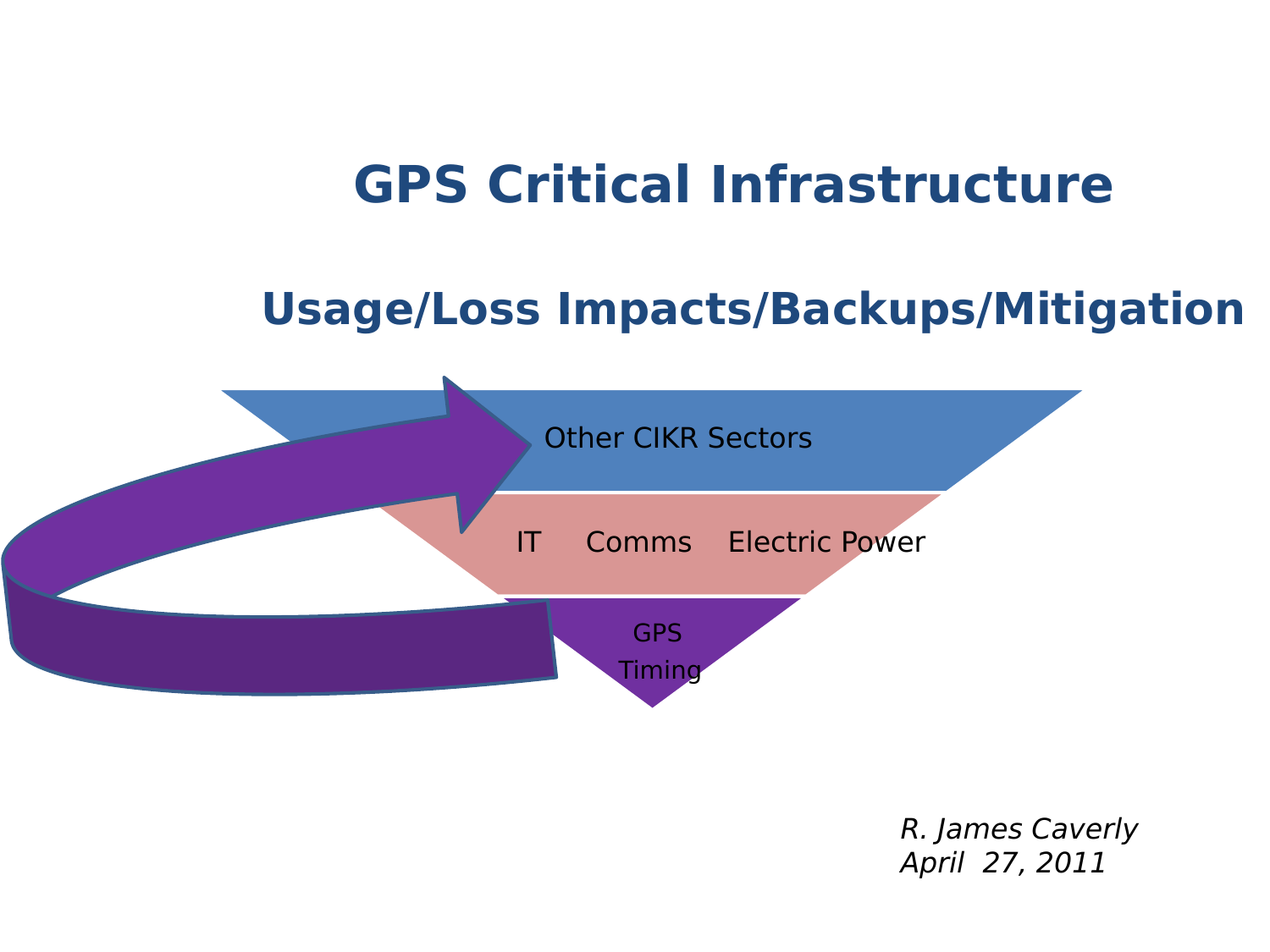# GPS Critical Infrastructure

## Usage/Loss Impacts/Backups/Mitigation

Other CIKR Sectors

IT Comms Electric Power

GPS Timing

*R. James Caverly*
*April 27, 2011*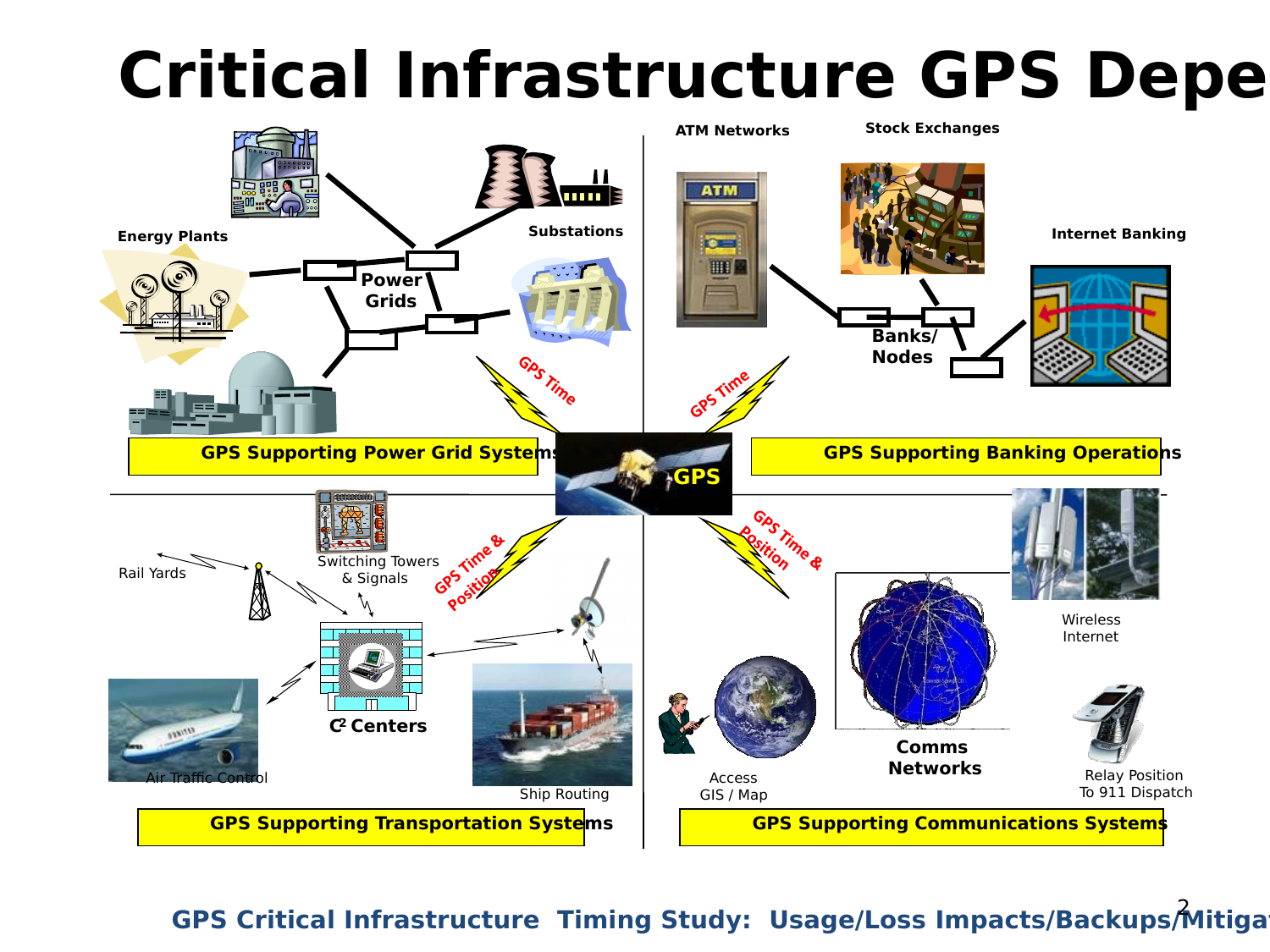# Critical Infrastructure GPS Depe

Energy Plants

Substations

Power Grids

GPS Time

**GPS Supporting Power Grid Systems**

ATM Networks

Stock Exchanges

Internet Banking

Banks/ Nodes

GPS Time

**GPS Supporting Banking Operations**

GPS

Rail Yards

Switching Towers & Signals

GPS Time & Position

$C^2$ Centers

Air Traffic Control

Ship Routing

**GPS Supporting Transportation Systems**

GPS Time & Position

Wireless Internet

Access GIS / Map

Comms Networks

Relay Position To 911 Dispatch

**GPS Supporting Communications Systems**

GPS Critical Infrastructure Timing Study: Usage/Loss Impacts/Backups/Mitiga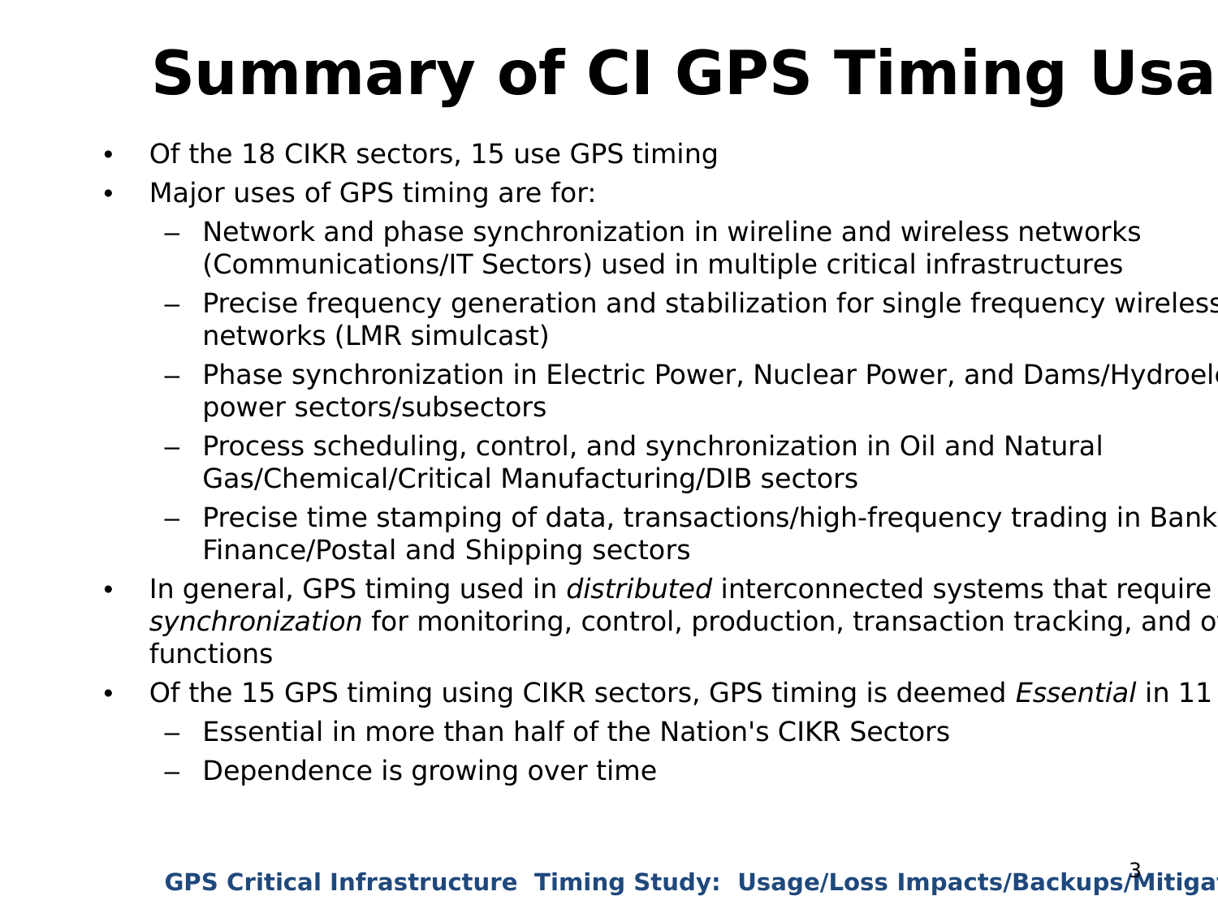# Summary of CI GPS Timing Usa

- Of the 18 CIKR sectors, 15 use GPS timing
- Major uses of GPS timing are for:
  - Network and phase synchronization in wireline and wireless networks (Communications/IT Sectors) used in multiple critical infrastructures
  - Precise frequency generation and stabilization for single frequency wireless networks (LMR simulcast)
  - Phase synchronization in Electric Power, Nuclear Power, and Dams/Hydroel power sectors/subsectors
  - Process scheduling, control, and synchronization in Oil and Natural Gas/Chemical/Critical Manufacturing/DIB sectors
  - Precise time stamping of data, transactions/high-frequency trading in Bank Finance/Postal and Shipping sectors
- In general, GPS timing used in *distributed* interconnected systems that require *synchronization* for monitoring, control, production, transaction tracking, and o functions
- Of the 15 GPS timing using CIKR sectors, GPS timing is deemed *Essential* in 11
  - Essential in more than half of the Nation's CIKR Sectors
  - Dependence is growing over time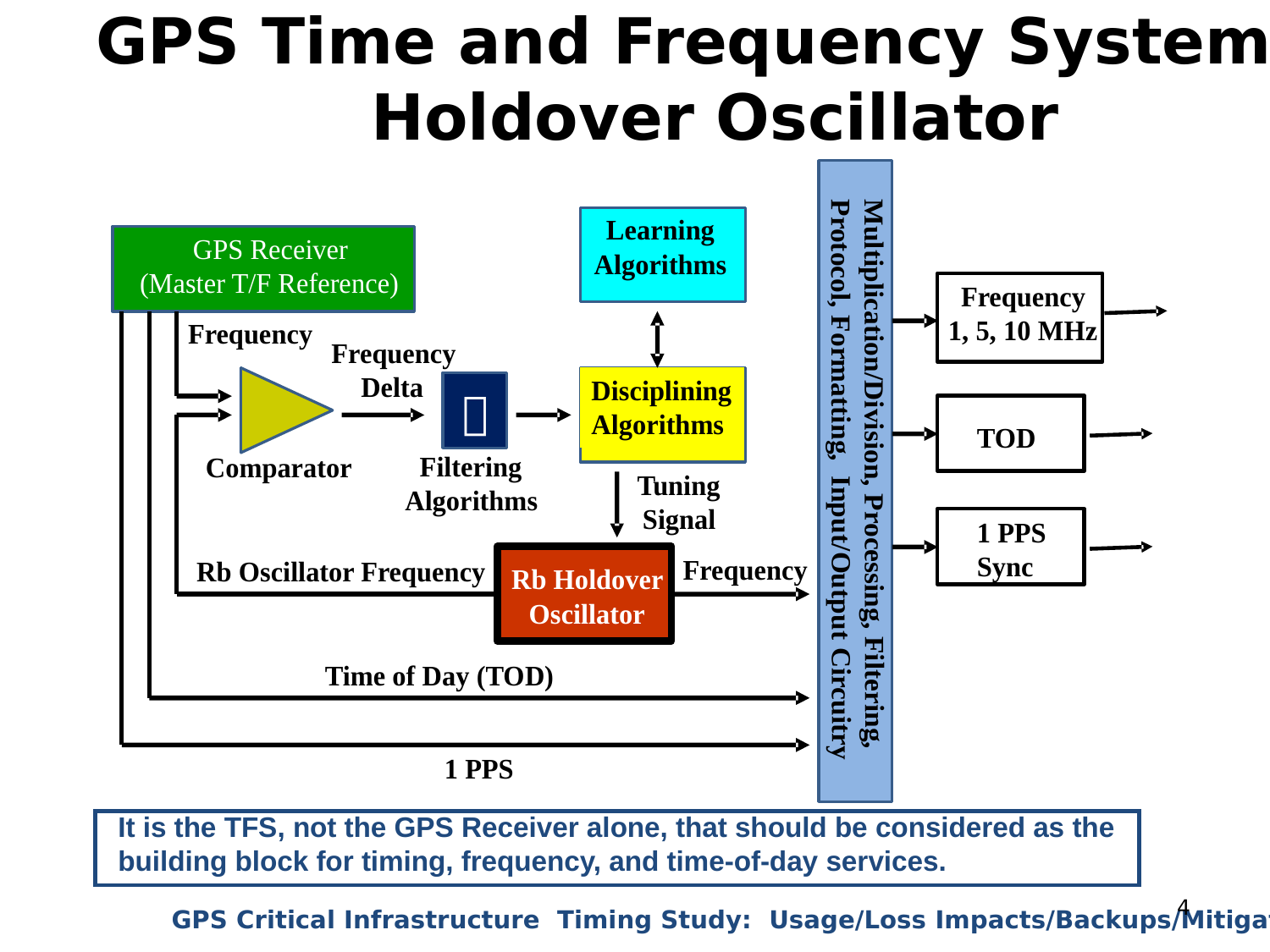# GPS Time and Frequency System Holdover Oscillator

GPS Receiver (Master T/F Reference)

Frequency

Comparator

Frequency Delta

Filtering Algorithms

Learning Algorithms

Disciplining Algorithms

Tuning Signal

Rb Oscillator Frequency

Rb Holdover Oscillator

Frequency

Time of Day (TOD)

1 PPS

Multiplication/Division, Processing, Filtering, Protocol, Formatting, Input/Output Circuitry

Frequency 1, 5, 10 MHz

TOD

1 PPS Sync

**It is the TFS, not the GPS Receiver alone, that should be considered as the building block for timing, frequency, and time-of-day services.**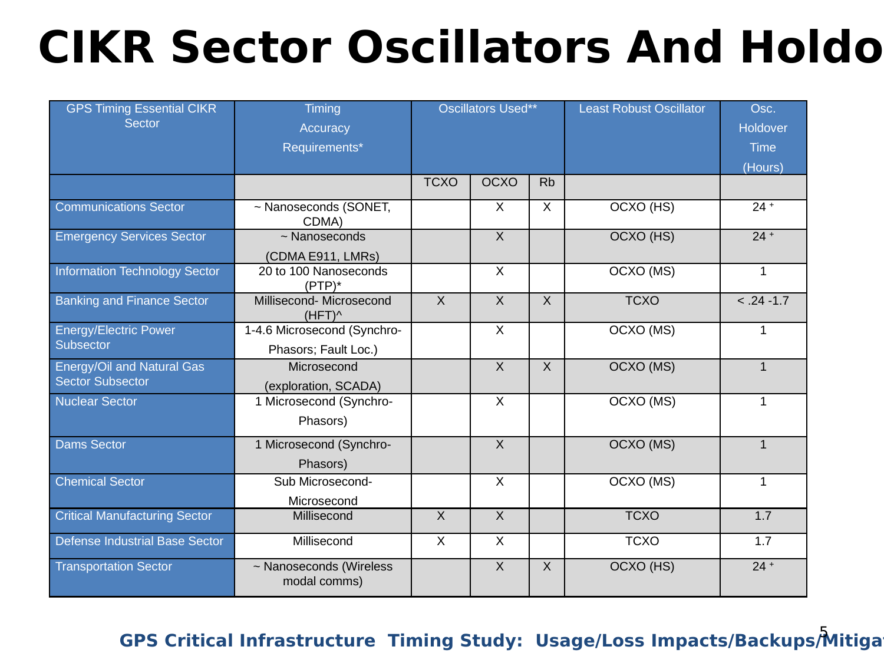# CIKR Sector Oscillators And Holdo

| GPS Timing Essential CIKR Sector | Timing Accuracy Requirements* | Oscillators Used** | | | Least Robust Oscillator | Osc. Holdover Time (Hours) |
|---|---|---|---|---|---|---|
| | | TCXO | OCXO | Rb | | |
| Communications Sector | ~ Nanoseconds (SONET, CDMA) | | X | X | OCXO (HS) | 24 + |
| Emergency Services Sector | ~ Nanoseconds (CDMA E911, LMRs) | | X | | OCXO (HS) | 24 + |
| Information Technology Sector | 20 to 100 Nanoseconds (PTP)* | | X | | OCXO (MS) | 1 |
| Banking and Finance Sector | Millisecond- Microsecond (HFT)^ | X | X | X | TCXO | < .24 -1.7 |
| Energy/Electric Power Subsector | 1-4.6 Microsecond (Synchro-Phasors; Fault Loc.) | | X | | OCXO (MS) | 1 |
| Energy/Oil and Natural Gas Sector Subsector | Microsecond (exploration, SCADA) | | X | X | OCXO (MS) | 1 |
| Nuclear Sector | 1 Microsecond (Synchro-Phasors) | | X | | OCXO (MS) | 1 |
| Dams Sector | 1 Microsecond (Synchro-Phasors) | | X | | OCXO (MS) | 1 |
| Chemical Sector | Sub Microsecond- Microsecond | | X | | OCXO (MS) | 1 |
| Critical Manufacturing Sector | Millisecond | X | X | | TCXO | 1.7 |
| Defense Industrial Base Sector | Millisecond | X | X | | TCXO | 1.7 |
| Transportation Sector | ~ Nanoseconds (Wireless modal comms) | | X | X | OCXO (HS) | 24 + |

**GPS Critical Infrastructure Timing Study: Usage/Loss Impacts/Backups/Mitiga**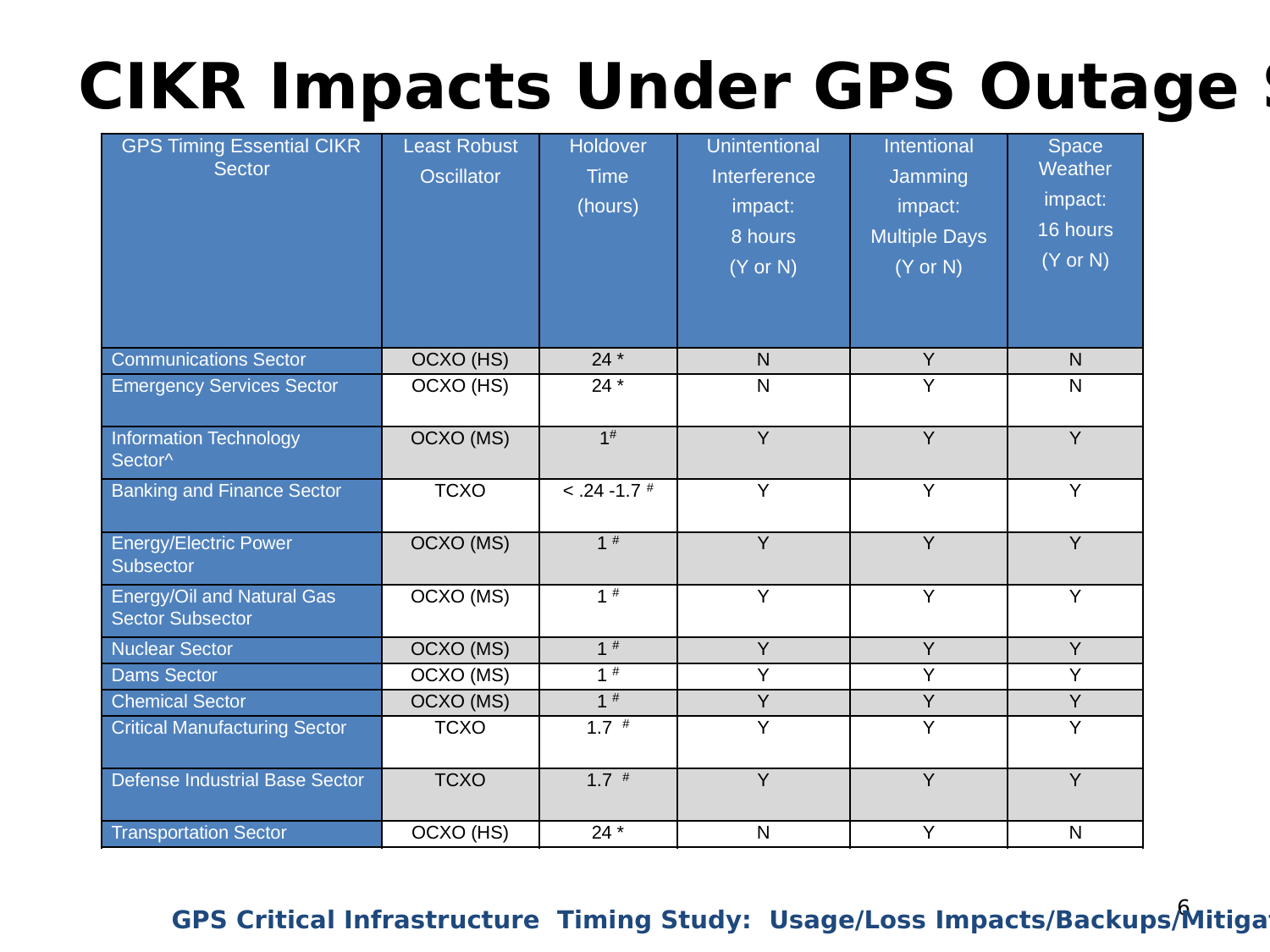# CIKR Impacts Under GPS Outage S

| GPS Timing Essential CIKR Sector | Least Robust Oscillator | Holdover Time (hours) | Unintentional Interference impact: 8 hours (Y or N) | Intentional Jamming impact: Multiple Days (Y or N) | Space Weather impact: 16 hours (Y or N) |
|---|---|---|---|---|---|
| Communications Sector | OCXO (HS) | 24 * | N | Y | N |
| Emergency Services Sector | OCXO (HS) | 24 * | N | Y | N |
| Information Technology Sector^ | OCXO (MS) | 1 # | Y | Y | Y |
| Banking and Finance Sector | TCXO | < .24 -1.7 # | Y | Y | Y |
| Energy/Electric Power Subsector | OCXO (MS) | 1 # | Y | Y | Y |
| Energy/Oil and Natural Gas Sector Subsector | OCXO (MS) | 1 # | Y | Y | Y |
| Nuclear Sector | OCXO (MS) | 1 # | Y | Y | Y |
| Dams Sector | OCXO (MS) | 1 # | Y | Y | Y |
| Chemical Sector | OCXO (MS) | 1 # | Y | Y | Y |
| Critical Manufacturing Sector | TCXO | 1.7 # | Y | Y | Y |
| Defense Industrial Base Sector | TCXO | 1.7 # | Y | Y | Y |
| Transportation Sector | OCXO (HS) | 24 * | N | Y | N |

GPS Critical Infrastructure Timing Study: Usage/Loss Impacts/Backups/Mitiga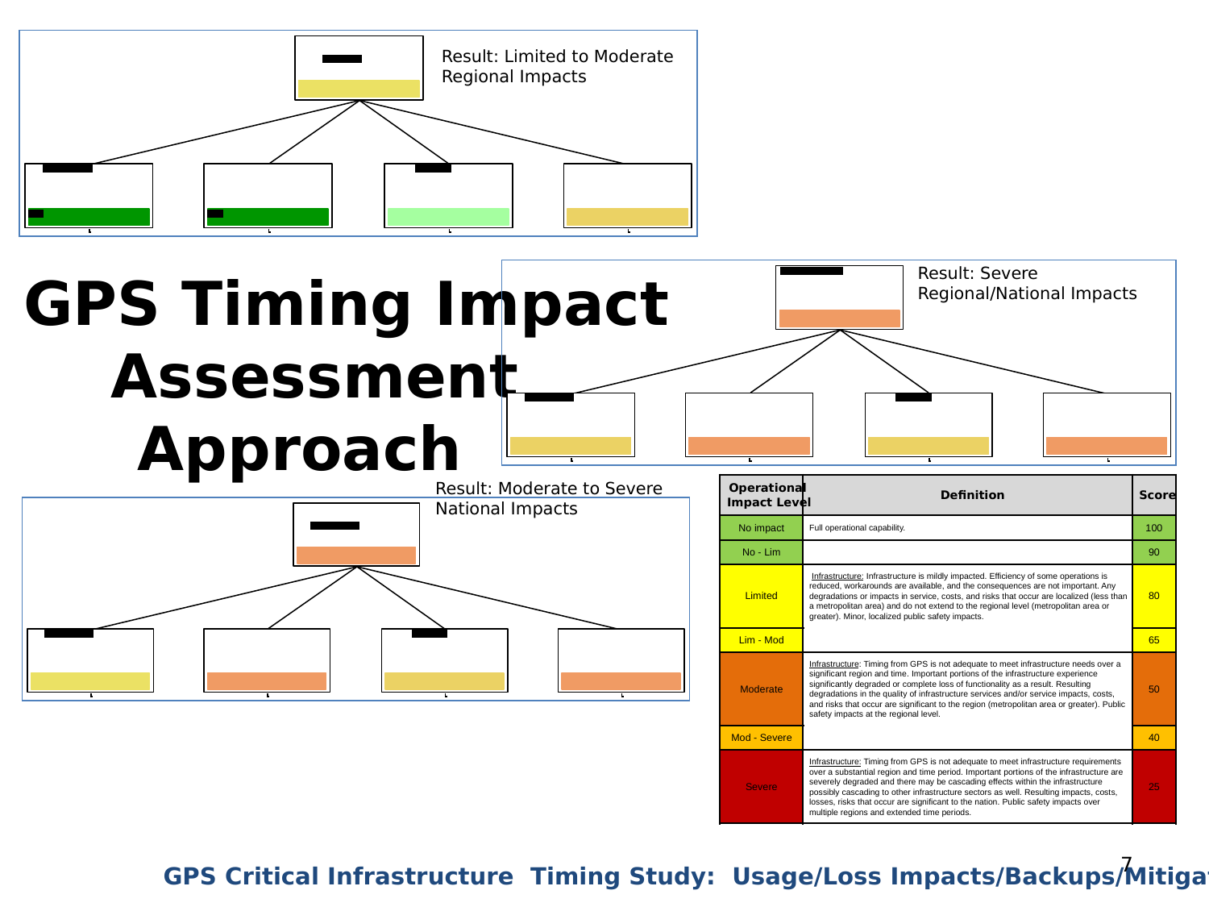# GPS Timing Impact Assessment Approach

Result: Limited to Moderate Regional Impacts

Result: Severe Regional/National Impacts

Result: Moderate to Severe National Impacts

| Operational Impact Level | Definition | Score |
|---|---|---|
| No impact | Full operational capability. | 100 |
| No - Lim | | 90 |
| Limited | Infrastructure: Infrastructure is mildly impacted. Efficiency of some operations is reduced, workarounds are available, and the consequences are not important. Any degradations or impacts in service, costs, and risks that occur are localized (less than a metropolitan area) and do not extend to the regional level (metropolitan area or greater). Minor, localized public safety impacts. | 80 |
| Lim - Mod | | 65 |
| Moderate | Infrastructure: Timing from GPS is not adequate to meet infrastructure needs over a significant region and time. Important portions of the infrastructure experience significantly degraded or complete loss of functionality as a result. Resulting degradations in the quality of infrastructure services and/or service impacts, costs, and risks that occur are significant to the region (metropolitan area or greater). Public safety impacts at the regional level. | 50 |
| Mod - Severe | | 40 |
| Severe | Infrastructure: Timing from GPS is not adequate to meet infrastructure requirements over a substantial region and time period. Important portions of the infrastructure are severely degraded and there may be cascading effects within the infrastructure possibly cascading to other infrastructure sectors as well. Resulting impacts, costs, losses, risks that occur are significant to the nation. Public safety impacts over multiple regions and extended time periods. | 25 |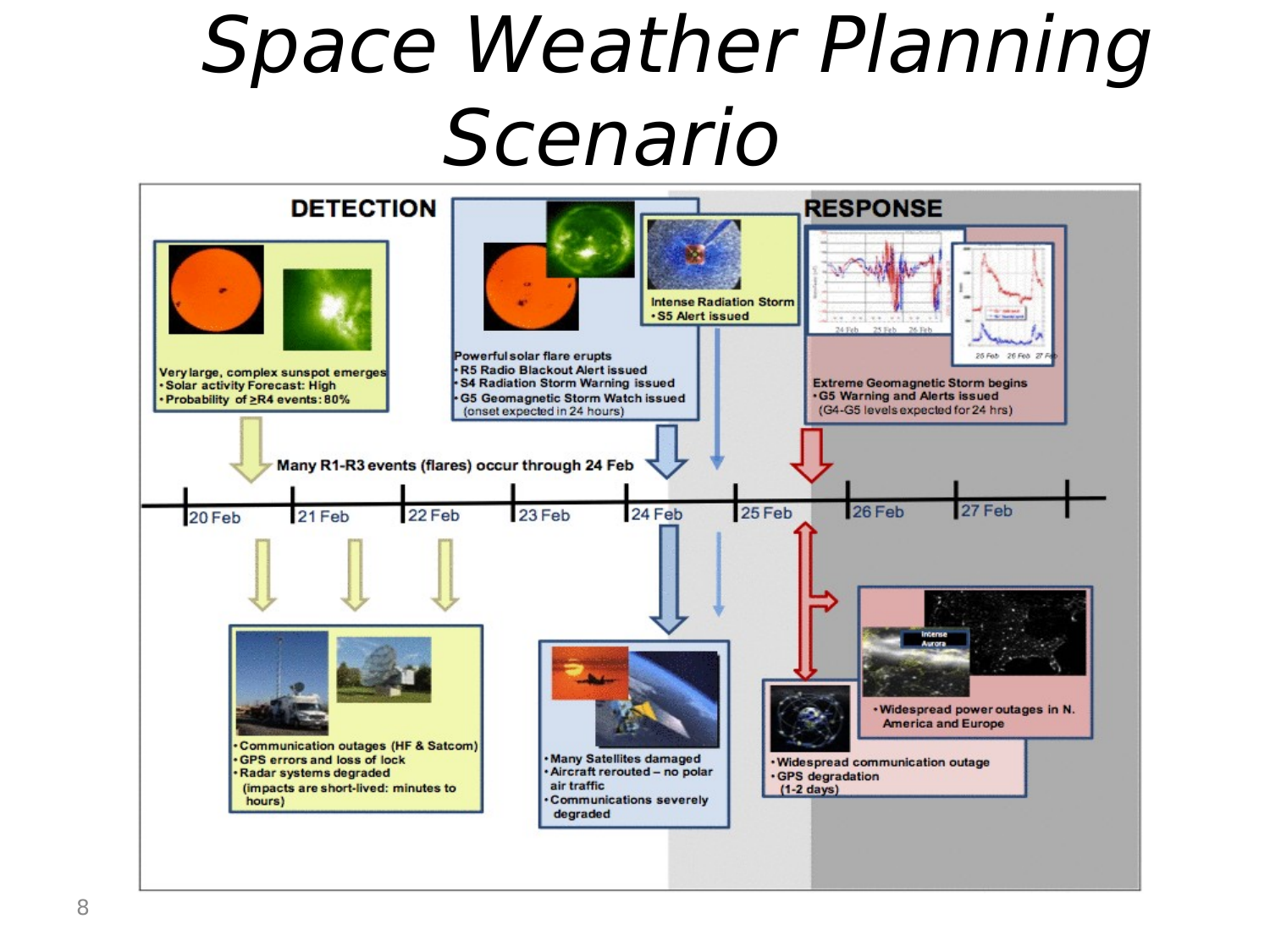# Space Weather Planning Scenario

## DETECTION

**Very large, complex sunspot emerges**
- Solar activity Forecast: High
- Probability of ≥R4 events: 80%

**Powerful solar flare erupts**
- R5 Radio Blackout Alert issued
- S4 Radiation Storm Warning issued
- G5 Geomagnetic Storm Watch issued (onset expected in 24 hours)

**Intense Radiation Storm**
- S5 Alert issued

Many R1-R3 events (flares) occur through 24 Feb

## RESPONSE

**Extreme Geomagnetic Storm begins**
- G5 Warning and Alerts issued (G4-G5 levels expected for 24 hrs)

20 Feb | 21 Feb | 22 Feb | 23 Feb | 24 Feb | 25 Feb | 26 Feb | 27 Feb

- Communication outages (HF & Satcom)
- GPS errors and loss of lock
- Radar systems degraded

(impacts are short-lived: minutes to hours)

- Many Satellites damaged
- Aircraft rerouted – no polar air traffic
- Communications severely degraded

- Widespread power outages in N. America and Europe

- Widespread communication outage
- GPS degradation (1-2 days)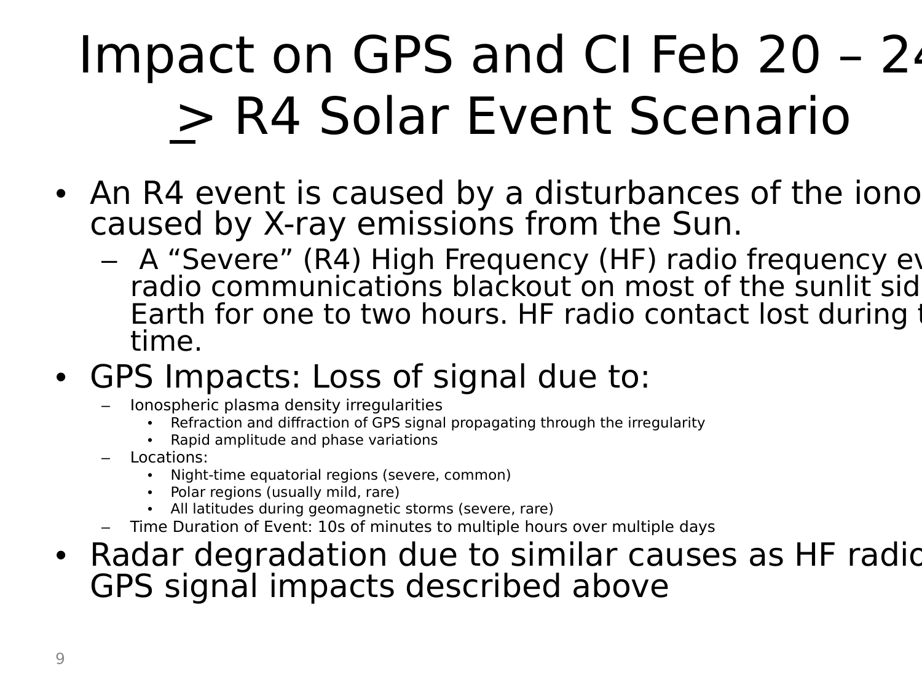# Impact on GPS and CI Feb 20 – 24 ≥ R4 Solar Event Scenario

- An R4 event is caused by a disturbances of the iono caused by X-ray emissions from the Sun.
  - A “Severe” (R4) High Frequency (HF) radio frequency ev radio communications blackout on most of the sunlit sid Earth for one to two hours. HF radio contact lost during t time.
- GPS Impacts: Loss of signal due to:
  - Ionospheric plasma density irregularities
    - Refraction and diffraction of GPS signal propagating through the irregularity
    - Rapid amplitude and phase variations
  - Locations:
    - Night-time equatorial regions (severe, common)
    - Polar regions (usually mild, rare)
    - All latitudes during geomagnetic storms (severe, rare)
  - Time Duration of Event: 10s of minutes to multiple hours over multiple days
- Radar degradation due to similar causes as HF radio GPS signal impacts described above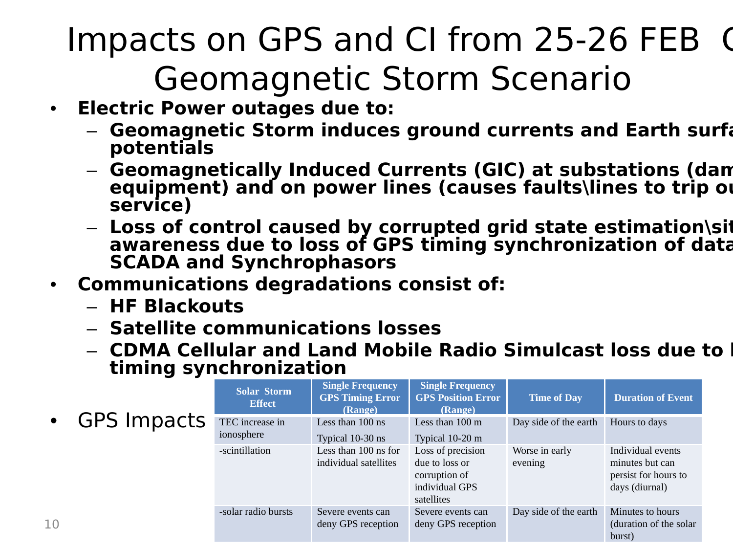# Impacts on GPS and CI from 25-26 FEB  C Geomagnetic Storm Scenario

- **Electric Power outages due to:**
  - **Geomagnetic Storm induces ground currents and Earth surfa potentials**
  - **Geomagnetically Induced Currents (GIC) at substations (dam equipment) and on power lines (causes faults\lines to trip ou service)**
  - **Loss of control caused by corrupted grid state estimation\sit awareness due to loss of GPS timing synchronization of data SCADA and Synchrophasors**
- **Communications degradations consist of:**
  - **HF Blackouts**
  - **Satellite communications losses**
  - **CDMA Cellular and Land Mobile Radio Simulcast loss due to l timing synchronization**
- GPS Impacts

| Solar Storm Effect | Single Frequency GPS Timing Error (Range) | Single Frequency GPS Position Error (Range) | Time of Day | Duration of Event |
|---|---|---|---|---|
| TEC increase in ionosphere | Less than 100 ns<br>Typical 10-30 ns | Less than 100 m<br>Typical 10-20 m | Day side of the earth | Hours to days |
| -scintillation | Less than 100 ns for individual satellites | Loss of precision due to loss or corruption of individual GPS satellites | Worse in early evening | Individual events minutes but can persist for hours to days (diurnal) |
| -solar radio bursts | Severe events can deny GPS reception | Severe events can deny GPS reception | Day side of the earth | Minutes to hours (duration of the solar burst) |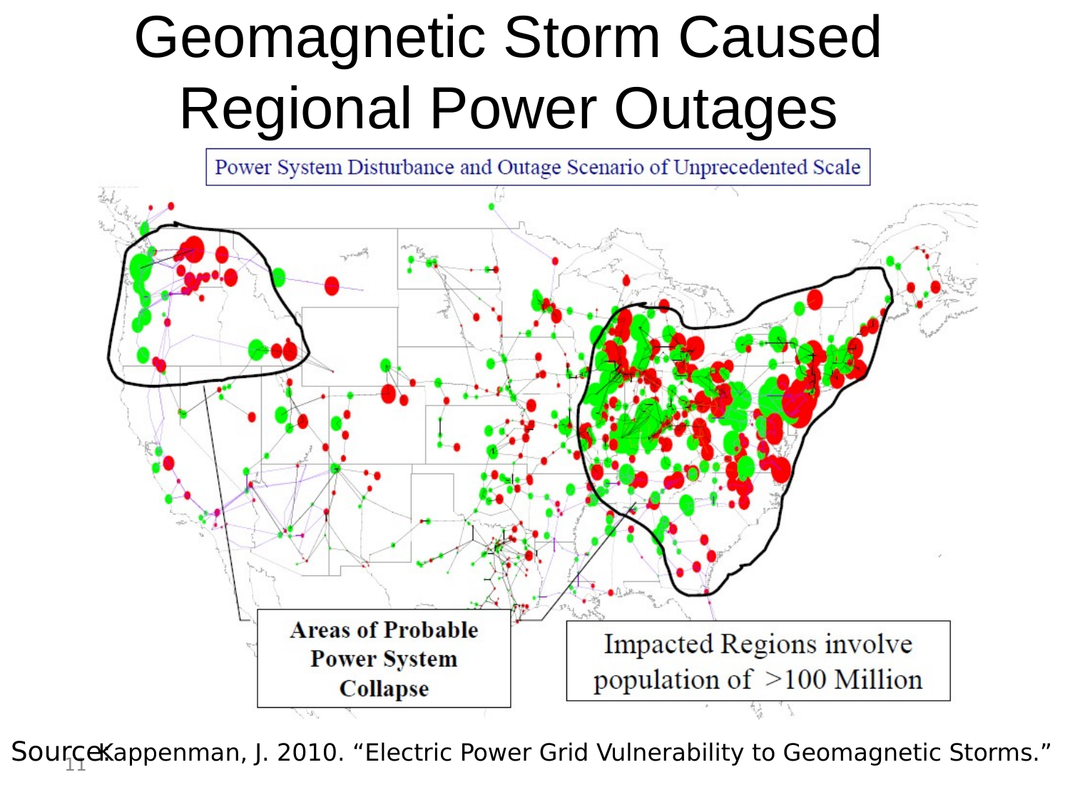# Geomagnetic Storm Caused Regional Power Outages

Power System Disturbance and Outage Scenario of Unprecedented Scale

Areas of Probable Power System Collapse

Impacted Regions involve population of >100 Million

Source: Kappenman, J. 2010. "Electric Power Grid Vulnerability to Geomagnetic Storms."